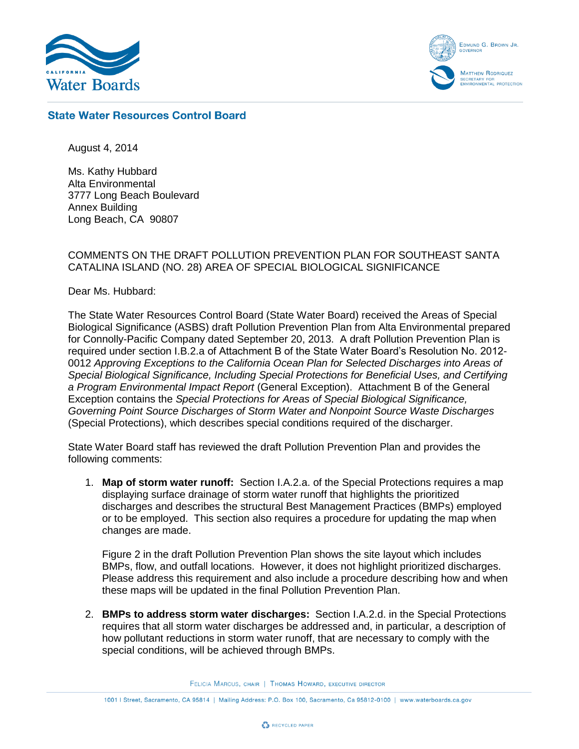California Water Boards

EDMUND G. BROWN JR.
GOVERNOR

MATTHEW RODRIQUEZ
SECRETARY FOR
ENVIRONMENTAL PROTECTION

**State Water Resources Control Board**

August 4, 2014

Ms. Kathy Hubbard
Alta Environmental
3777 Long Beach Boulevard
Annex Building
Long Beach, CA 90807

COMMENTS ON THE DRAFT POLLUTION PREVENTION PLAN FOR SOUTHEAST SANTA CATALINA ISLAND (NO. 28) AREA OF SPECIAL BIOLOGICAL SIGNIFICANCE

Dear Ms. Hubbard:

The State Water Resources Control Board (State Water Board) received the Areas of Special Biological Significance (ASBS) draft Pollution Prevention Plan from Alta Environmental prepared for Connolly-Pacific Company dated September 20, 2013. A draft Pollution Prevention Plan is required under section I.B.2.a of Attachment B of the State Water Board's Resolution No. 2012-0012 *Approving Exceptions to the California Ocean Plan for Selected Discharges into Areas of Special Biological Significance, Including Special Protections for Beneficial Uses, and Certifying a Program Environmental Impact Report* (General Exception). Attachment B of the General Exception contains the *Special Protections for Areas of Special Biological Significance, Governing Point Source Discharges of Storm Water and Nonpoint Source Waste Discharges* (Special Protections), which describes special conditions required of the discharger.

State Water Board staff has reviewed the draft Pollution Prevention Plan and provides the following comments:

1. **Map of storm water runoff:** Section I.A.2.a. of the Special Protections requires a map displaying surface drainage of storm water runoff that highlights the prioritized discharges and describes the structural Best Management Practices (BMPs) employed or to be employed. This section also requires a procedure for updating the map when changes are made.

   Figure 2 in the draft Pollution Prevention Plan shows the site layout which includes BMPs, flow, and outfall locations. However, it does not highlight prioritized discharges. Please address this requirement and also include a procedure describing how and when these maps will be updated in the final Pollution Prevention Plan.

2. **BMPs to address storm water discharges:** Section I.A.2.d. in the Special Protections requires that all storm water discharges be addressed and, in particular, a description of how pollutant reductions in storm water runoff, that are necessary to comply with the special conditions, will be achieved through BMPs.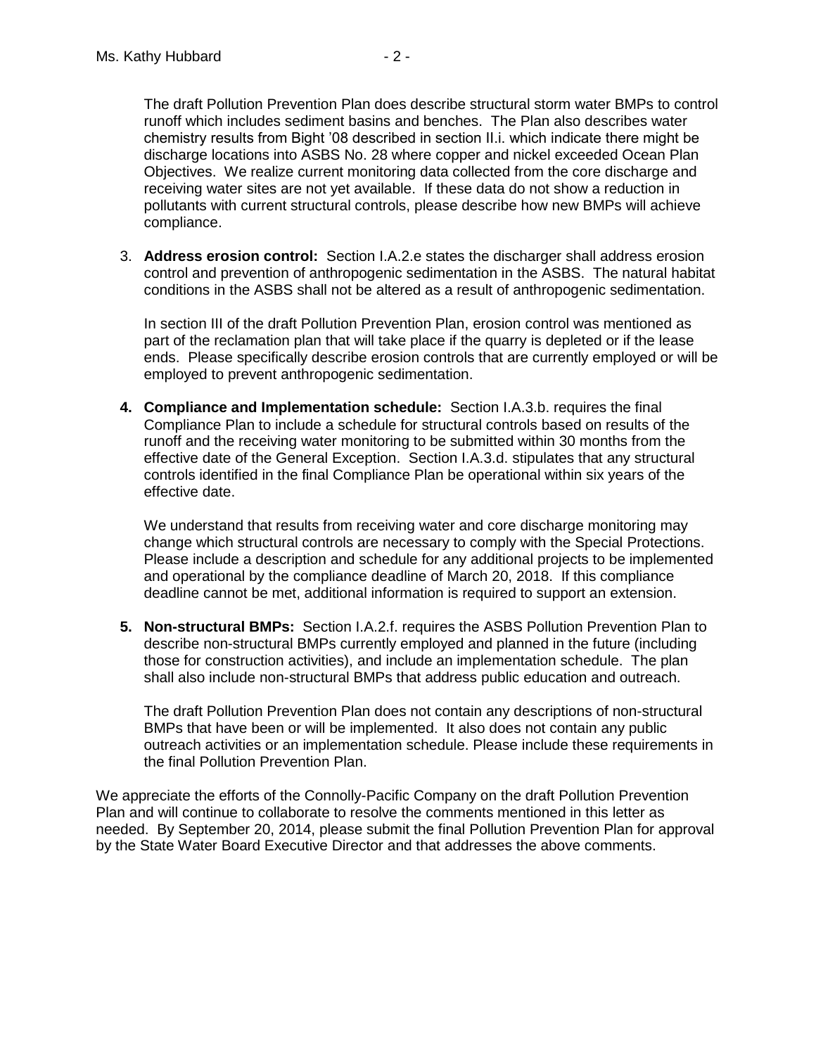The draft Pollution Prevention Plan does describe structural storm water BMPs to control runoff which includes sediment basins and benches. The Plan also describes water chemistry results from Bight '08 described in section II.i. which indicate there might be discharge locations into ASBS No. 28 where copper and nickel exceeded Ocean Plan Objectives. We realize current monitoring data collected from the core discharge and receiving water sites are not yet available. If these data do not show a reduction in pollutants with current structural controls, please describe how new BMPs will achieve compliance.

3. **Address erosion control:** Section I.A.2.e states the discharger shall address erosion control and prevention of anthropogenic sedimentation in the ASBS. The natural habitat conditions in the ASBS shall not be altered as a result of anthropogenic sedimentation.

   In section III of the draft Pollution Prevention Plan, erosion control was mentioned as part of the reclamation plan that will take place if the quarry is depleted or if the lease ends. Please specifically describe erosion controls that are currently employed or will be employed to prevent anthropogenic sedimentation.

4. **Compliance and Implementation schedule:** Section I.A.3.b. requires the final Compliance Plan to include a schedule for structural controls based on results of the runoff and the receiving water monitoring to be submitted within 30 months from the effective date of the General Exception. Section I.A.3.d. stipulates that any structural controls identified in the final Compliance Plan be operational within six years of the effective date.

   We understand that results from receiving water and core discharge monitoring may change which structural controls are necessary to comply with the Special Protections. Please include a description and schedule for any additional projects to be implemented and operational by the compliance deadline of March 20, 2018. If this compliance deadline cannot be met, additional information is required to support an extension.

5. **Non-structural BMPs:** Section I.A.2.f. requires the ASBS Pollution Prevention Plan to describe non-structural BMPs currently employed and planned in the future (including those for construction activities), and include an implementation schedule. The plan shall also include non-structural BMPs that address public education and outreach.

   The draft Pollution Prevention Plan does not contain any descriptions of non-structural BMPs that have been or will be implemented. It also does not contain any public outreach activities or an implementation schedule. Please include these requirements in the final Pollution Prevention Plan.

We appreciate the efforts of the Connolly-Pacific Company on the draft Pollution Prevention Plan and will continue to collaborate to resolve the comments mentioned in this letter as needed. By September 20, 2014, please submit the final Pollution Prevention Plan for approval by the State Water Board Executive Director and that addresses the above comments.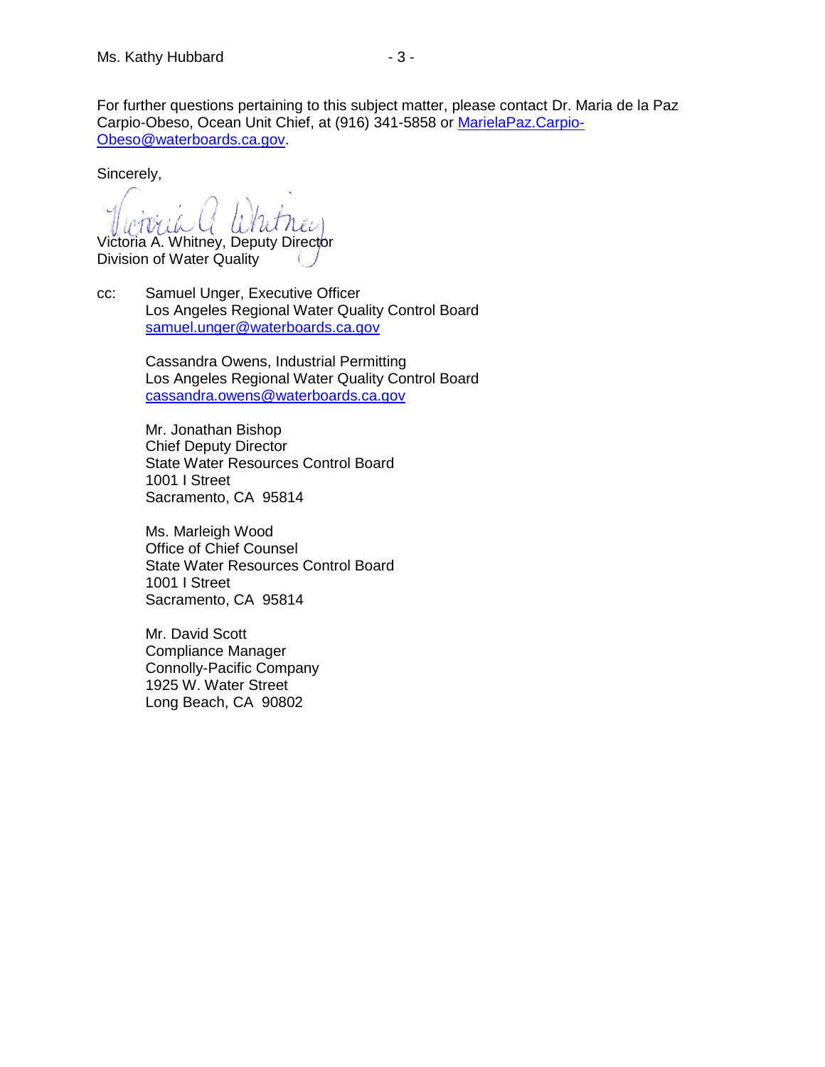For further questions pertaining to this subject matter, please contact Dr. Maria de la Paz Carpio-Obeso, Ocean Unit Chief, at (916) 341-5858 or MarielaPaz.Carpio-Obeso@waterboards.ca.gov.

Sincerely,

Victoria A. Whitney, Deputy Director
Division of Water Quality

cc: Samuel Unger, Executive Officer
Los Angeles Regional Water Quality Control Board
samuel.unger@waterboards.ca.gov

Cassandra Owens, Industrial Permitting
Los Angeles Regional Water Quality Control Board
cassandra.owens@waterboards.ca.gov

Mr. Jonathan Bishop
Chief Deputy Director
State Water Resources Control Board
1001 I Street
Sacramento, CA 95814

Ms. Marleigh Wood
Office of Chief Counsel
State Water Resources Control Board
1001 I Street
Sacramento, CA 95814

Mr. David Scott
Compliance Manager
Connolly-Pacific Company
1925 W. Water Street
Long Beach, CA 90802